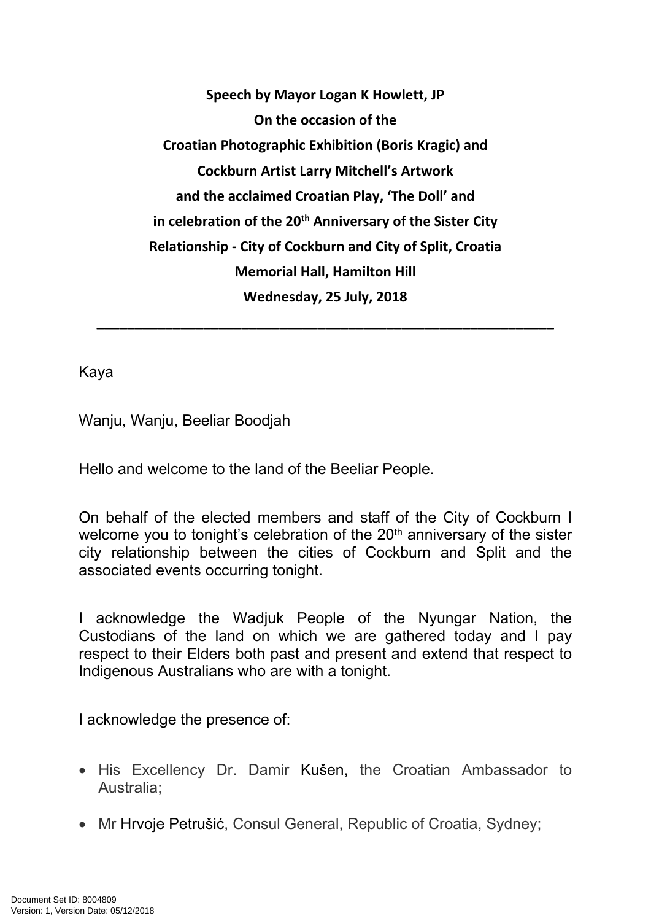**Speech by Mayor Logan K Howlett, JP**
**On the occasion of the**
**Croatian Photographic Exhibition (Boris Kragic) and**
**Cockburn Artist Larry Mitchell's Artwork**
**and the acclaimed Croatian Play, 'The Doll' and**
**in celebration of the 20th Anniversary of the Sister City**
**Relationship - City of Cockburn and City of Split, Croatia**
**Memorial Hall, Hamilton Hill**
**Wednesday, 25 July, 2018**

---

Kaya

Wanju, Wanju, Beeliar Boodjah

Hello and welcome to the land of the Beeliar People.

On behalf of the elected members and staff of the City of Cockburn I welcome you to tonight's celebration of the 20th anniversary of the sister city relationship between the cities of Cockburn and Split and the associated events occurring tonight.

I acknowledge the Wadjuk People of the Nyungar Nation, the Custodians of the land on which we are gathered today and I pay respect to their Elders both past and present and extend that respect to Indigenous Australians who are with a tonight.

I acknowledge the presence of:

- His Excellency Dr. Damir Kušen, the Croatian Ambassador to Australia;
- Mr Hrvoje Petrušić, Consul General, Republic of Croatia, Sydney;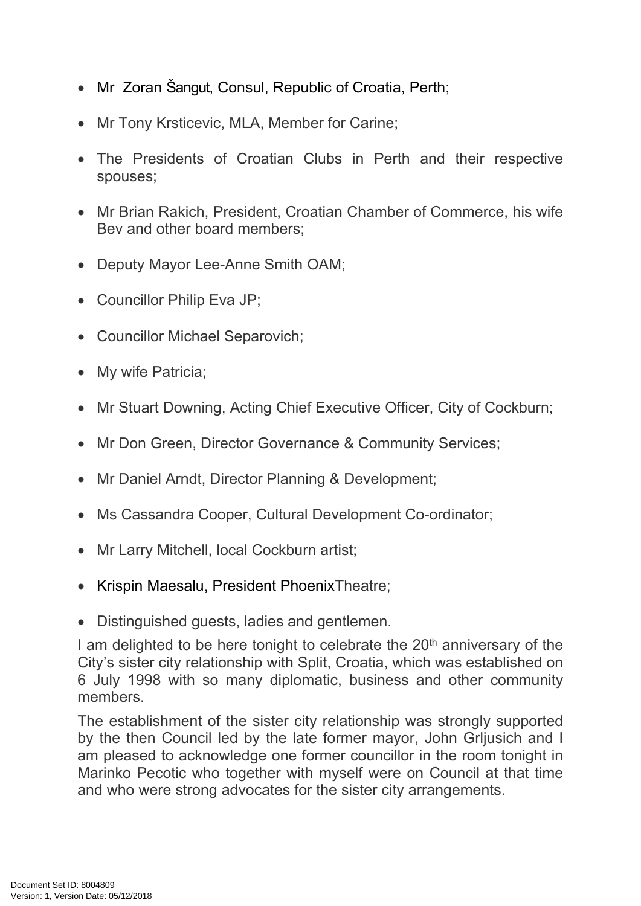- Mr Zoran Šangut, Consul, Republic of Croatia, Perth;
- Mr Tony Krsticevic, MLA, Member for Carine;
- The Presidents of Croatian Clubs in Perth and their respective spouses;
- Mr Brian Rakich, President, Croatian Chamber of Commerce, his wife Bev and other board members;
- Deputy Mayor Lee-Anne Smith OAM;
- Councillor Philip Eva JP;
- Councillor Michael Separovich;
- My wife Patricia;
- Mr Stuart Downing, Acting Chief Executive Officer, City of Cockburn;
- Mr Don Green, Director Governance & Community Services;
- Mr Daniel Arndt, Director Planning & Development;
- Ms Cassandra Cooper, Cultural Development Co-ordinator;
- Mr Larry Mitchell, local Cockburn artist;
- Krispin Maesalu, President PhoenixTheatre;
- Distinguished guests, ladies and gentlemen.

I am delighted to be here tonight to celebrate the 20th anniversary of the City's sister city relationship with Split, Croatia, which was established on 6 July 1998 with so many diplomatic, business and other community members.

The establishment of the sister city relationship was strongly supported by the then Council led by the late former mayor, John Grljusich and I am pleased to acknowledge one former councillor in the room tonight in Marinko Pecotic who together with myself were on Council at that time and who were strong advocates for the sister city arrangements.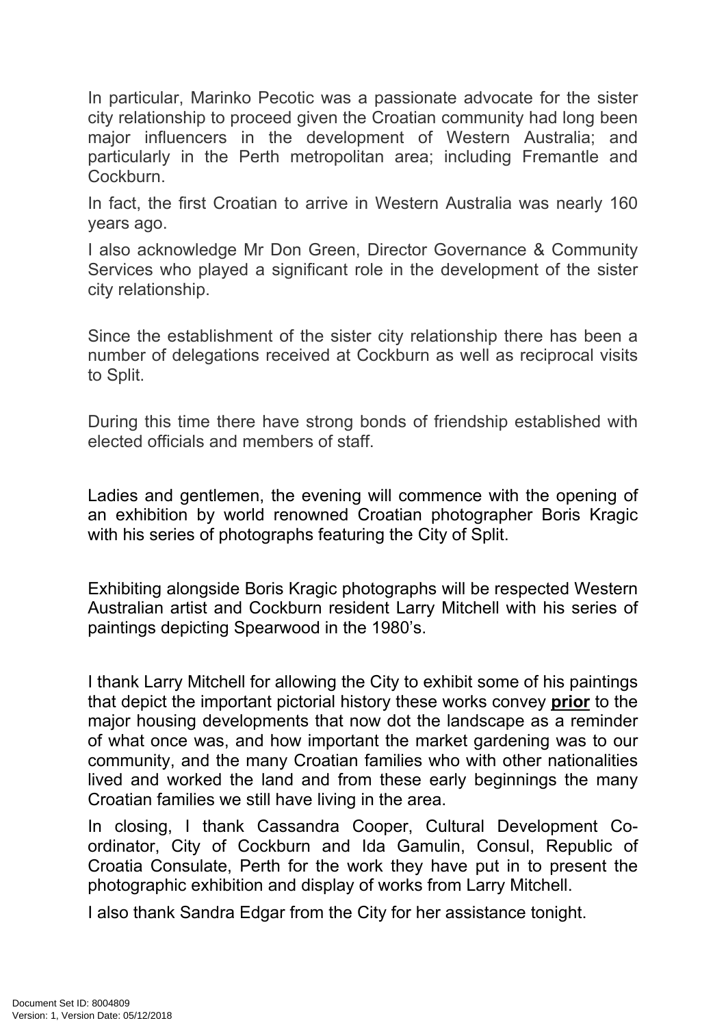In particular, Marinko Pecotic was a passionate advocate for the sister city relationship to proceed given the Croatian community had long been major influencers in the development of Western Australia; and particularly in the Perth metropolitan area; including Fremantle and Cockburn.

In fact, the first Croatian to arrive in Western Australia was nearly 160 years ago.

I also acknowledge Mr Don Green, Director Governance & Community Services who played a significant role in the development of the sister city relationship.

Since the establishment of the sister city relationship there has been a number of delegations received at Cockburn as well as reciprocal visits to Split.

During this time there have strong bonds of friendship established with elected officials and members of staff.

Ladies and gentlemen, the evening will commence with the opening of an exhibition by world renowned Croatian photographer Boris Kragic with his series of photographs featuring the City of Split.

Exhibiting alongside Boris Kragic photographs will be respected Western Australian artist and Cockburn resident Larry Mitchell with his series of paintings depicting Spearwood in the 1980's.

I thank Larry Mitchell for allowing the City to exhibit some of his paintings that depict the important pictorial history these works convey **prior** to the major housing developments that now dot the landscape as a reminder of what once was, and how important the market gardening was to our community, and the many Croatian families who with other nationalities lived and worked the land and from these early beginnings the many Croatian families we still have living in the area.

In closing, I thank Cassandra Cooper, Cultural Development Co-ordinator, City of Cockburn and Ida Gamulin, Consul, Republic of Croatia Consulate, Perth for the work they have put in to present the photographic exhibition and display of works from Larry Mitchell.

I also thank Sandra Edgar from the City for her assistance tonight.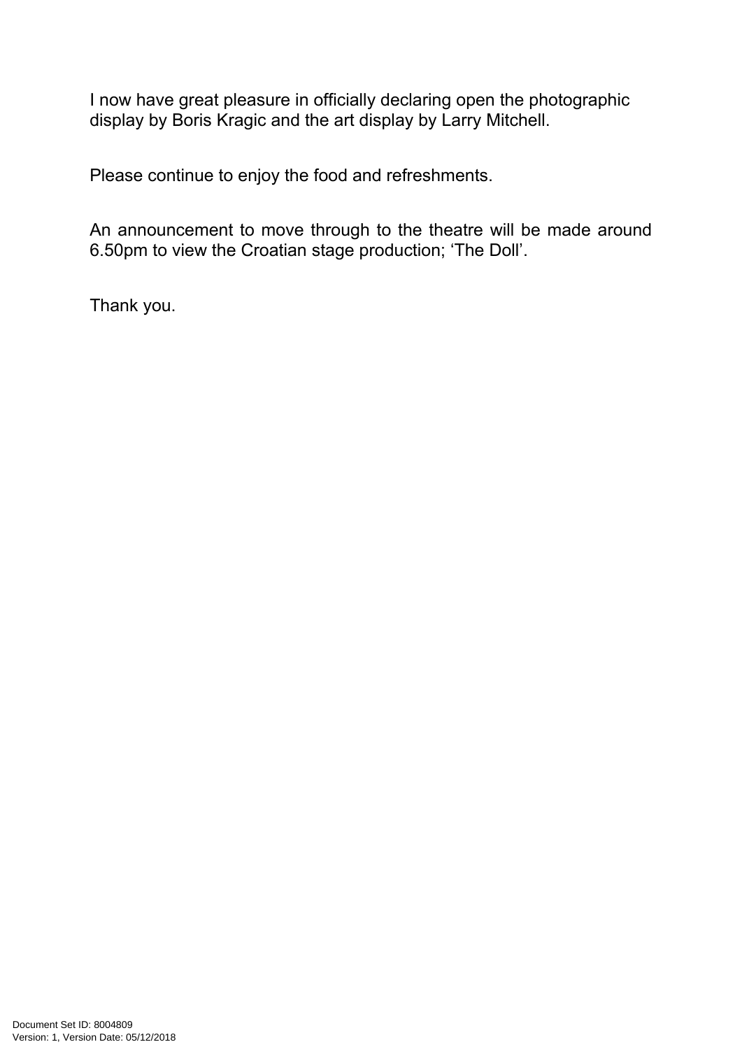I now have great pleasure in officially declaring open the photographic display by Boris Kragic and the art display by Larry Mitchell.

Please continue to enjoy the food and refreshments.

An announcement to move through to the theatre will be made around 6.50pm to view the Croatian stage production; ‘The Doll’.

Thank you.